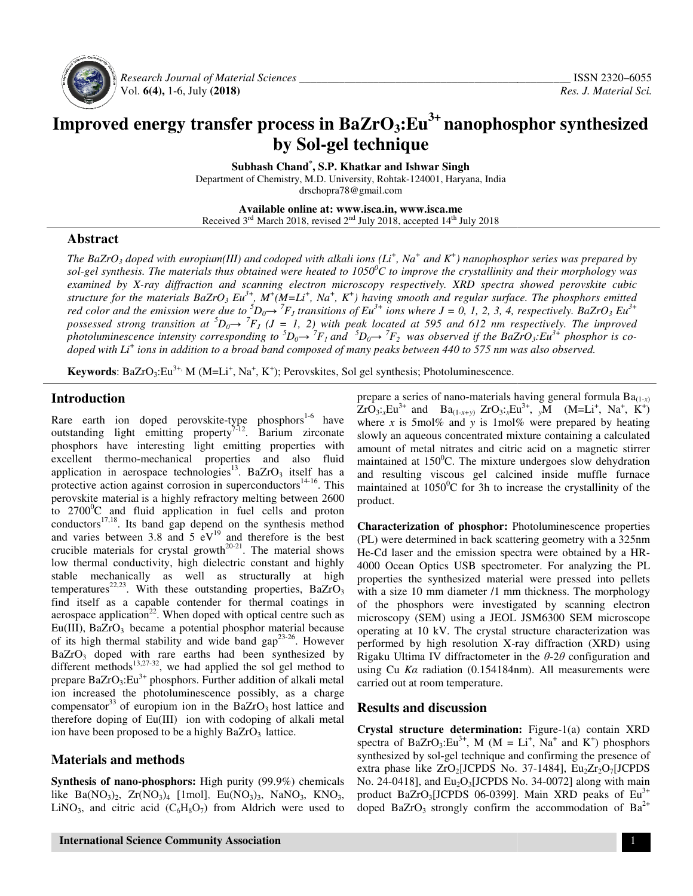# Improved energy transfer process in $BaZrO_3:Eu^{3+}$ nanophosphor synthesized by Sol-gel technique

**Subhash Chand*, S.P. Khatkar and Ishwar Singh**

Department of Chemistry, M.D. University, Rohtak-124001, Haryana, India
drschopra78@gmail.com

**Available online at: www.isca.in, www.isca.me**
Received 3rd March 2018, revised 2nd July 2018, accepted 14th July 2018

## Abstract

*The $BaZrO_3$ doped with europium(III) and codoped with alkali ions ($Li^+$, $Na^+$ and $K^+$) nanophosphor series was prepared by sol-gel synthesis. The materials thus obtained were heated to $1050^0C$ to improve the crystallinity and their morphology was examined by X-ray diffraction and scanning electron microscopy respectively. XRD spectra showed perovskite cubic structure for the materials $BaZrO_3$ $Eu^{3+}$, $M^+$($M$=$Li^+$, $Na^+$, $K^+$) having smooth and regular surface. The phosphors emitted red color and the emission were due to $^5D_0\rightarrow{}^7F_J$ transitions of $Eu^{3+}$ ions where J = 0, 1, 2, 3, 4, respectively. $BaZrO_3$ $Eu^{3+}$ possessed strong transition at $^5D_0\rightarrow{}^7F_J$ (J = 1, 2) with peak located at 595 and 612 nm respectively. The improved photoluminescence intensity corresponding to $^5D_0\rightarrow{}^7F_1$ and $^5D_0\rightarrow{}^7F_2$ was observed if the $BaZrO_3:Eu^{3+}$ phosphor is co-doped with $Li^+$ ions in addition to a broad band composed of many peaks between 440 to 575 nm was also observed.*

**Keywords**: $BaZrO_3:Eu^{3+,}$ M (M=$Li^+$, $Na^+$, $K^+$); Perovskites, Sol gel synthesis; Photoluminescence.

## Introduction

Rare earth ion doped perovskite-type phosphors[1-6] have outstanding light emitting property[7-12]. Barium zirconate phosphors have interesting light emitting properties with excellent thermo-mechanical properties and also fluid application in aerospace technologies[13]. $BaZrO_3$ itself has a protective action against corrosion in superconductors[14-16]. This perovskite material is a highly refractory melting between 2600 to $2700^0C$ and fluid application in fuel cells and proton conductors[17,18]. Its band gap depend on the synthesis method and varies between 3.8 and 5 eV[19] and therefore is the best crucible materials for crystal growth[20-21]. The material shows low thermal conductivity, high dielectric constant and highly stable mechanically as well as structurally at high temperatures[22,23]. With these outstanding properties, $BaZrO_3$ find itself as a capable contender for thermal coatings in aerospace application[22]. When doped with optical centre such as Eu(III), $BaZrO_3$ became a potential phosphor material because of its high thermal stability and wide band gap[23-26]. However $BaZrO_3$ doped with rare earths had been synthesized by different methods[13,27-32], we had applied the sol gel method to prepare $BaZrO_3:Eu^{3+}$ phosphors. Further addition of alkali metal ion increased the photoluminescence possibly, as a charge compensator[33] of europium ion in the $BaZrO_3$ host lattice and therefore doping of Eu(III) ion with codoping of alkali metal ion have been proposed to be a highly $BaZrO_3$ lattice.

## Materials and methods

**Synthesis of nano-phosphors:** High purity (99.9%) chemicals like $Ba(NO_3)_2$, $Zr(NO_3)_4$ [1mol], $Eu(NO_3)_3$, $NaNO_3$, $KNO_3$, $LiNO_3$, and citric acid ($C_6H_8O_7$) from Aldrich were used to prepare a series of nano-materials having general formula $Ba_{(1-x)}ZrO_3$:$_x$$Eu^{3+}$ and $Ba_{(1-x+y)}$ $ZrO_3$:$_x$$Eu^{3+}$, $_y$M (M=$Li^+$, $Na^+$, $K^+$) where x is 5mol% and y is 1mol% were prepared by heating slowly an aqueous concentrated mixture containing a calculated amount of metal nitrates and citric acid on a magnetic stirrer maintained at $150^0C$. The mixture undergoes slow dehydration and resulting viscous gel calcined inside muffle furnace maintained at $1050^0C$ for 3h to increase the crystallinity of the product.

**Characterization of phosphor:** Photoluminescence properties (PL) were determined in back scattering geometry with a 325nm He-Cd laser and the emission spectra were obtained by a HR-4000 Ocean Optics USB spectrometer. For analyzing the PL properties the synthesized material were pressed into pellets with a size 10 mm diameter /1 mm thickness. The morphology of the phosphors were investigated by scanning electron microscopy (SEM) using a JEOL JSM6300 SEM microscope operating at 10 kV. The crystal structure characterization was performed by high resolution X-ray diffraction (XRD) using Rigaku Ultima IV diffractometer in the $\theta$-2$\theta$ configuration and using Cu $K\alpha$ radiation (0.154184nm). All measurements were carried out at room temperature.

## Results and discussion

**Crystal structure determination:** Figure-1(a) contain XRD spectra of $BaZrO_3:Eu^{3+}$, M (M = $Li^+$, $Na^+$ and $K^+$) phosphors synthesized by sol-gel technique and confirming the presence of extra phase like $ZrO_2$[JCPDS No. 37-1484], $Eu_2Zr_2O_7$[JCPDS No. 24-0418], and $Eu_2O_3$[JCPDS No. 34-0072] along with main product $BaZrO_3$[JCPDS 06-0399]. Main XRD peaks of $Eu^{3+}$ doped $BaZrO_3$ strongly confirm the accommodation of $Ba^{2+}$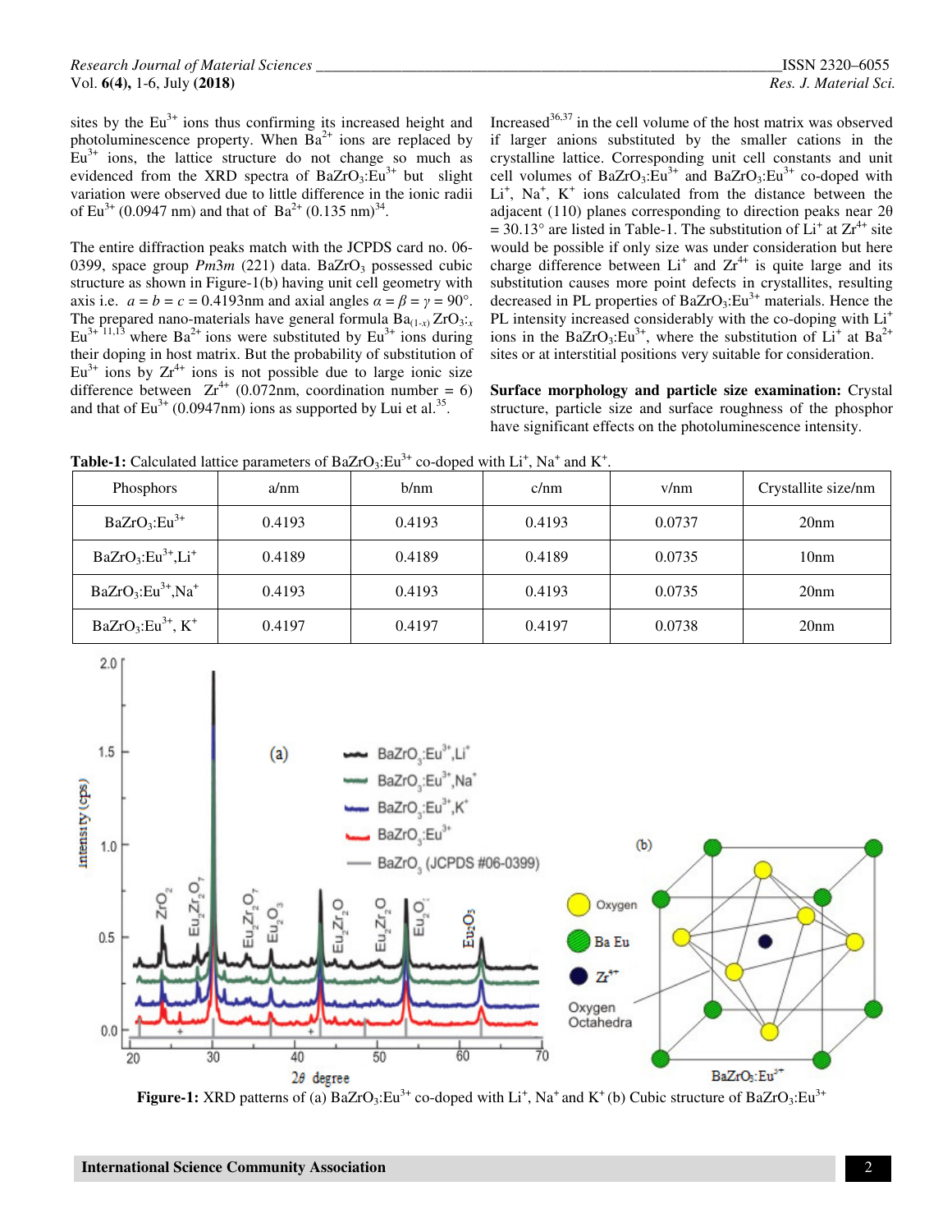sites by the $Eu^{3+}$ ions thus confirming its increased height and photoluminescence property. When $Ba^{2+}$ ions are replaced by $Eu^{3+}$ ions, the lattice structure do not change so much as evidenced from the XRD spectra of $BaZrO_3:Eu^{3+}$ but slight variation were observed due to little difference in the ionic radii of $Eu^{3+}$ (0.0947 nm) and that of $Ba^{2+}$ (0.135 nm)[34].

The entire diffraction peaks match with the JCPDS card no. 06-0399, space group *Pm*3*m* (221) data. $BaZrO_3$ possessed cubic structure as shown in Figure-1(b) having unit cell geometry with axis i.e. $a = b = c = 0.4193$nm and axial angles $\alpha = \beta = \gamma = 90°$. The prepared nano-materials have general formula $Ba_{(1-x)}ZrO_3:{}_xEu^{3+}$ [11,13] where $Ba^{2+}$ ions were substituted by $Eu^{3+}$ ions during their doping in host matrix. But the probability of substitution of $Eu^{3+}$ ions by $Zr^{4+}$ ions is not possible due to large ionic size difference between $Zr^{4+}$ (0.072nm, coordination number = 6) and that of $Eu^{3+}$ (0.0947nm) ions as supported by Lui et al.[35].

Increased[36,37] in the cell volume of the host matrix was observed if larger anions substituted by the smaller cations in the crystalline lattice. Corresponding unit cell constants and unit cell volumes of $BaZrO_3:Eu^{3+}$ and $BaZrO_3:Eu^{3+}$ co-doped with $Li^+$, $Na^+$, $K^+$ ions calculated from the distance between the adjacent (110) planes corresponding to direction peaks near $2\theta = 30.13°$ are listed in Table-1. The substitution of $Li^+$ at $Zr^{4+}$ site would be possible if only size was under consideration but here charge difference between $Li^+$ and $Zr^{4+}$ is quite large and its substitution causes more point defects in crystallites, resulting decreased in PL properties of $BaZrO_3:Eu^{3+}$ materials. Hence the PL intensity increased considerably with the co-doping with $Li^+$ ions in the $BaZrO_3:Eu^{3+}$, where the substitution of $Li^+$ at $Ba^{2+}$ sites or at interstitial positions very suitable for consideration.

**Surface morphology and particle size examination:** Crystal structure, particle size and surface roughness of the phosphor have significant effects on the photoluminescence intensity.

**Table-1:** Calculated lattice parameters of $BaZrO_3:Eu^{3+}$ co-doped with $Li^+$, $Na^+$ and $K^+$.

| Phosphors | a/nm | b/nm | c/nm | v/nm | Crystallite size/nm |
|---|---|---|---|---|---|
| $BaZrO_3:Eu^{3+}$ | 0.4193 | 0.4193 | 0.4193 | 0.0737 | 20nm |
| $BaZrO_3:Eu^{3+},Li^+$ | 0.4189 | 0.4189 | 0.4189 | 0.0735 | 10nm |
| $BaZrO_3:Eu^{3+},Na^+$ | 0.4193 | 0.4193 | 0.4193 | 0.0735 | 20nm |
| $BaZrO_3:Eu^{3+}, K^+$ | 0.4197 | 0.4197 | 0.4197 | 0.0738 | 20nm |

**Figure-1:** XRD patterns of (a) $BaZrO_3:Eu^{3+}$ co-doped with $Li^+$, $Na^+$ and $K^+$ (b) Cubic structure of $BaZrO_3:Eu^{3+}$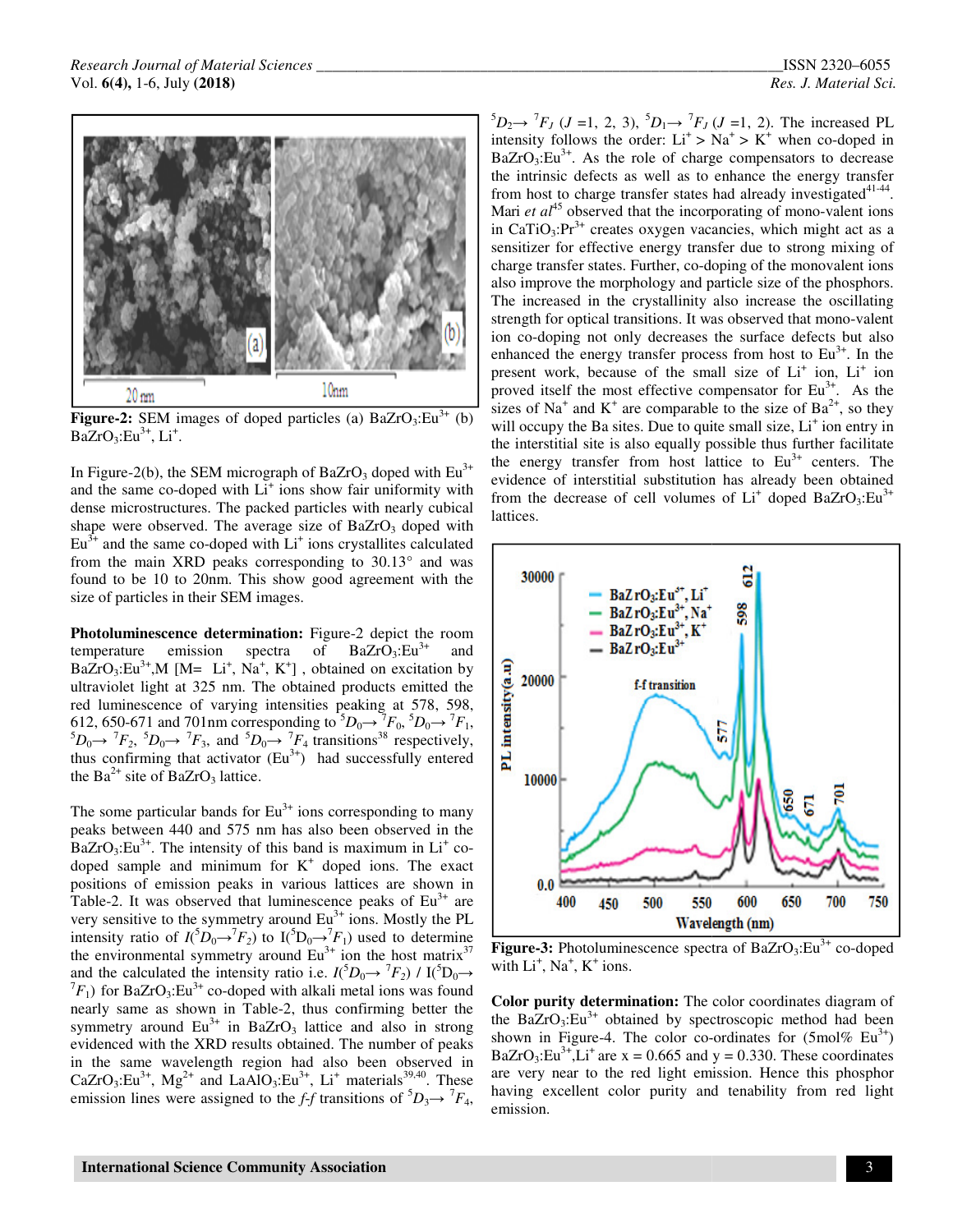Figure-2: SEM images of doped particles (a) $BaZrO_3:Eu^{3+}$ (b) $BaZrO_3:Eu^{3+}$, $Li^{+}$.

In Figure-2(b), the SEM micrograph of $BaZrO_3$ doped with $Eu^{3+}$ and the same co-doped with $Li^{+}$ ions show fair uniformity with dense microstructures. The packed particles with nearly cubical shape were observed. The average size of $BaZrO_3$ doped with $Eu^{3+}$ and the same co-doped with $Li^{+}$ ions crystallites calculated from the main XRD peaks corresponding to 30.13° and was found to be 10 to 20nm. This show good agreement with the size of particles in their SEM images.

**Photoluminescence determination:** Figure-2 depict the room temperature emission spectra of $BaZrO_3:Eu^{3+}$ and $BaZrO_3:Eu^{3+}$,M [M= $Li^{+}$, $Na^{+}$, $K^{+}$] , obtained on excitation by ultraviolet light at 325 nm. The obtained products emitted the red luminescence of varying intensities peaking at 578, 598, 612, 650-671 and 701nm corresponding to ${}^5D_0 \rightarrow {}^7F_0$, ${}^5D_0 \rightarrow {}^7F_1$, ${}^5D_0 \rightarrow {}^7F_2$, ${}^5D_0 \rightarrow {}^7F_3$, and ${}^5D_0 \rightarrow {}^7F_4$ transitions[38] respectively, thus confirming that activator ($Eu^{3+}$) had successfully entered the $Ba^{2+}$ site of $BaZrO_3$ lattice.

The some particular bands for $Eu^{3+}$ ions corresponding to many peaks between 440 and 575 nm has also been observed in the $BaZrO_3:Eu^{3+}$. The intensity of this band is maximum in $Li^{+}$ co-doped sample and minimum for $K^{+}$ doped ions. The exact positions of emission peaks in various lattices are shown in Table-2. It was observed that luminescence peaks of $Eu^{3+}$ are very sensitive to the symmetry around $Eu^{3+}$ ions. Mostly the PL intensity ratio of $I({}^5D_0 \rightarrow {}^7F_2)$ to $I({}^5D_0 \rightarrow {}^7F_1)$ used to determine the environmental symmetry around $Eu^{3+}$ ion the host matrix[37] and the calculated the intensity ratio i.e. $I({}^5D_0 \rightarrow {}^7F_2)$ / $I({}^5D_0 \rightarrow {}^7F_1)$ for $BaZrO_3:Eu^{3+}$ co-doped with alkali metal ions was found nearly same as shown in Table-2, thus confirming better the symmetry around $Eu^{3+}$ in $BaZrO_3$ lattice and also in strong evidenced with the XRD results obtained. The number of peaks in the same wavelength region had also been observed in $CaZrO_3:Eu^{3+}$, $Mg^{2+}$ and $LaAlO_3:Eu^{3+}$, $Li^{+}$ materials[39,40]. These emission lines were assigned to the *f-f* transitions of ${}^5D_3 \rightarrow {}^7F_4$, ${}^5D_2 \rightarrow {}^7F_J$ ($J$ =1, 2, 3), ${}^5D_1 \rightarrow {}^7F_J$ ($J$ =1, 2). The increased PL intensity follows the order: $Li^{+} > Na^{+} > K^{+}$ when co-doped in $BaZrO_3:Eu^{3+}$. As the role of charge compensators to decrease the intrinsic defects as well as to enhance the energy transfer from host to charge transfer states had already investigated[41-44]. Mari *et al*[45] observed that the incorporating of mono-valent ions in $CaTiO_3:Pr^{3+}$ creates oxygen vacancies, which might act as a sensitizer for effective energy transfer due to strong mixing of charge transfer states. Further, co-doping of the monovalent ions also improve the morphology and particle size of the phosphors. The increased in the crystallinity also increase the oscillating strength for optical transitions. It was observed that mono-valent ion co-doping not only decreases the surface defects but also enhanced the energy transfer process from host to $Eu^{3+}$. In the present work, because of the small size of $Li^{+}$ ion, $Li^{+}$ ion proved itself the most effective compensator for $Eu^{3+}$. As the sizes of $Na^{+}$ and $K^{+}$ are comparable to the size of $Ba^{2+}$, so they will occupy the Ba sites. Due to quite small size, $Li^{+}$ ion entry in the interstitial site is also equally possible thus further facilitate the energy transfer from host lattice to $Eu^{3+}$ centers. The evidence of interstitial substitution has already been obtained from the decrease of cell volumes of $Li^{+}$ doped $BaZrO_3:Eu^{3+}$ lattices.

Figure-3: Photoluminescence spectra of $BaZrO_3:Eu^{3+}$ co-doped with $Li^{+}$, $Na^{+}$, $K^{+}$ ions.

**Color purity determination:** The color coordinates diagram of the $BaZrO_3:Eu^{3+}$ obtained by spectroscopic method had been shown in Figure-4. The color co-ordinates for (5mol% $Eu^{3+}$) $BaZrO_3:Eu^{3+}$,$Li^{+}$ are x = 0.665 and y = 0.330. These coordinates are very near to the red light emission. Hence this phosphor having excellent color purity and tenability from red light emission.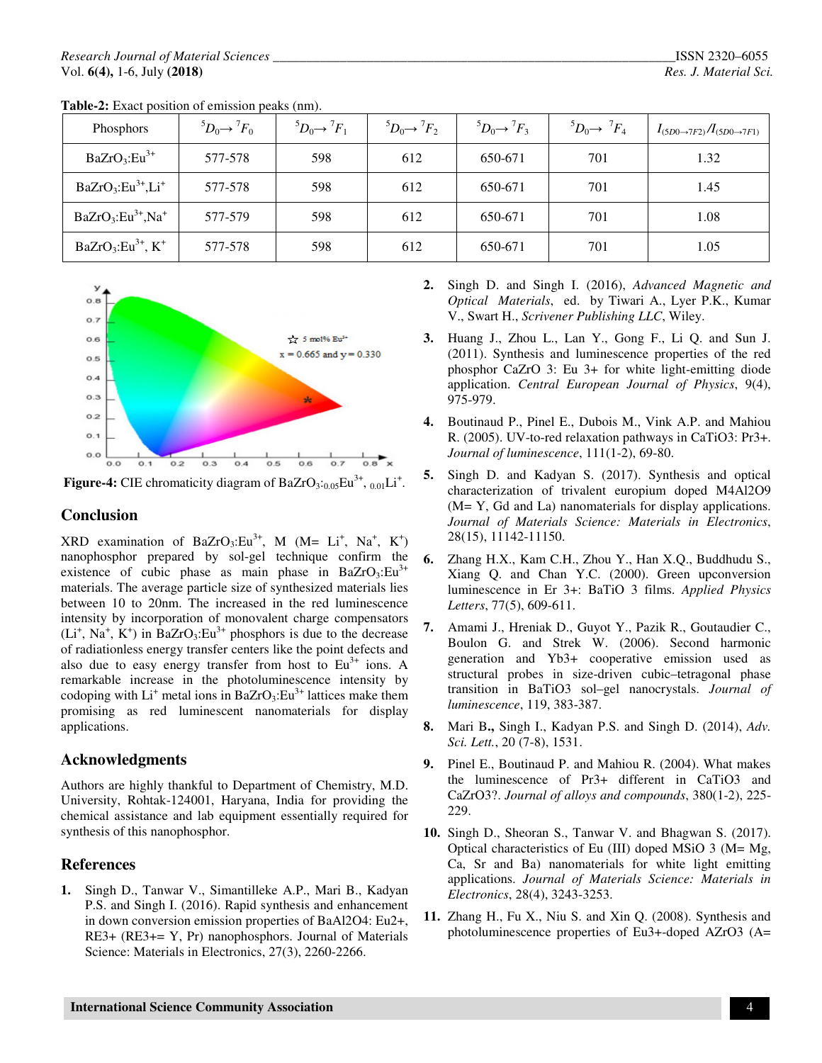**Table-2:** Exact position of emission peaks (nm).

| Phosphors | $^5D_0 \rightarrow {}^7F_0$ | $^5D_0 \rightarrow {}^7F_1$ | $^5D_0 \rightarrow {}^7F_2$ | $^5D_0 \rightarrow {}^7F_3$ | $^5D_0 \rightarrow {}^7F_4$ | $I_{(5D0\rightarrow 7F2)}/I_{(5D0\rightarrow 7F1)}$ |
|---|---|---|---|---|---|---|
| $BaZrO_3$:$Eu^{3+}$ | 577-578 | 598 | 612 | 650-671 | 701 | 1.32 |
| $BaZrO_3$:$Eu^{3+}$,$Li^+$ | 577-578 | 598 | 612 | 650-671 | 701 | 1.45 |
| $BaZrO_3$:$Eu^{3+}$,$Na^+$ | 577-579 | 598 | 612 | 650-671 | 701 | 1.08 |
| $BaZrO_3$:$Eu^{3+}$, $K^+$ | 577-578 | 598 | 612 | 650-671 | 701 | 1.05 |

**Figure-4:** CIE chromaticity diagram of $BaZrO_3$:$_{0.05}Eu^{3+}$, $_{0.01}Li^+$.

## Conclusion

XRD examination of $BaZrO_3$:$Eu^{3+}$, M (M= $Li^+$, $Na^+$, $K^+$) nanophosphor prepared by sol-gel technique confirm the existence of cubic phase as main phase in $BaZrO_3$:$Eu^{3+}$ materials. The average particle size of synthesized materials lies between 10 to 20nm. The increased in the red luminescence intensity by incorporation of monovalent charge compensators ($Li^+$, $Na^+$, $K^+$) in $BaZrO_3$:$Eu^{3+}$ phosphors is due to the decrease of radiationless energy transfer centers like the point defects and also due to easy energy transfer from host to $Eu^{3+}$ ions. A remarkable increase in the photoluminescence intensity by codoping with $Li^+$ metal ions in $BaZrO_3$:$Eu^{3+}$ lattices make them promising as red luminescent nanomaterials for display applications.

## Acknowledgments

Authors are highly thankful to Department of Chemistry, M.D. University, Rohtak-124001, Haryana, India for providing the chemical assistance and lab equipment essentially required for synthesis of this nanophosphor.

## References

1. Singh D., Tanwar V., Simantilleke A.P., Mari B., Kadyan P.S. and Singh I. (2016). Rapid synthesis and enhancement in down conversion emission properties of BaAl2O4: Eu2+, RE3+ (RE3+= Y, Pr) nanophosphors. Journal of Materials Science: Materials in Electronics, 27(3), 2260-2266.
2. Singh D. and Singh I. (2016), *Advanced Magnetic and Optical Materials*, ed. by Tiwari A., Lyer P.K., Kumar V., Swart H., *Scrivener Publishing LLC*, Wiley.
3. Huang J., Zhou L., Lan Y., Gong F., Li Q. and Sun J. (2011). Synthesis and luminescence properties of the red phosphor CaZrO 3: Eu 3+ for white light-emitting diode application. *Central European Journal of Physics*, 9(4), 975-979.
4. Boutinaud P., Pinel E., Dubois M., Vink A.P. and Mahiou R. (2005). UV-to-red relaxation pathways in CaTiO3: Pr3+. *Journal of luminescence*, 111(1-2), 69-80.
5. Singh D. and Kadyan S. (2017). Synthesis and optical characterization of trivalent europium doped M4Al2O9 (M= Y, Gd and La) nanomaterials for display applications. *Journal of Materials Science: Materials in Electronics*, 28(15), 11142-11150.
6. Zhang H.X., Kam C.H., Zhou Y., Han X.Q., Buddhudu S., Xiang Q. and Chan Y.C. (2000). Green upconversion luminescence in Er 3+: BaTiO 3 films. *Applied Physics Letters*, 77(5), 609-611.
7. Amami J., Hreniak D., Guyot Y., Pazik R., Goutaudier C., Boulon G. and Strek W. (2006). Second harmonic generation and Yb3+ cooperative emission used as structural probes in size-driven cubic–tetragonal phase transition in BaTiO3 sol–gel nanocrystals. *Journal of luminescence*, 119, 383-387.
8. Mari B**.,** Singh I., Kadyan P.S. and Singh D. (2014), *Adv. Sci. Lett.*, 20 (7-8), 1531.
9. Pinel E., Boutinaud P. and Mahiou R. (2004). What makes the luminescence of Pr3+ different in CaTiO3 and CaZrO3?. *Journal of alloys and compounds*, 380(1-2), 225-229.
10. Singh D., Sheoran S., Tanwar V. and Bhagwan S. (2017). Optical characteristics of Eu (III) doped MSiO 3 (M= Mg, Ca, Sr and Ba) nanomaterials for white light emitting applications. *Journal of Materials Science: Materials in Electronics*, 28(4), 3243-3253.
11. Zhang H., Fu X., Niu S. and Xin Q. (2008). Synthesis and photoluminescence properties of Eu3+-doped AZrO3 (A=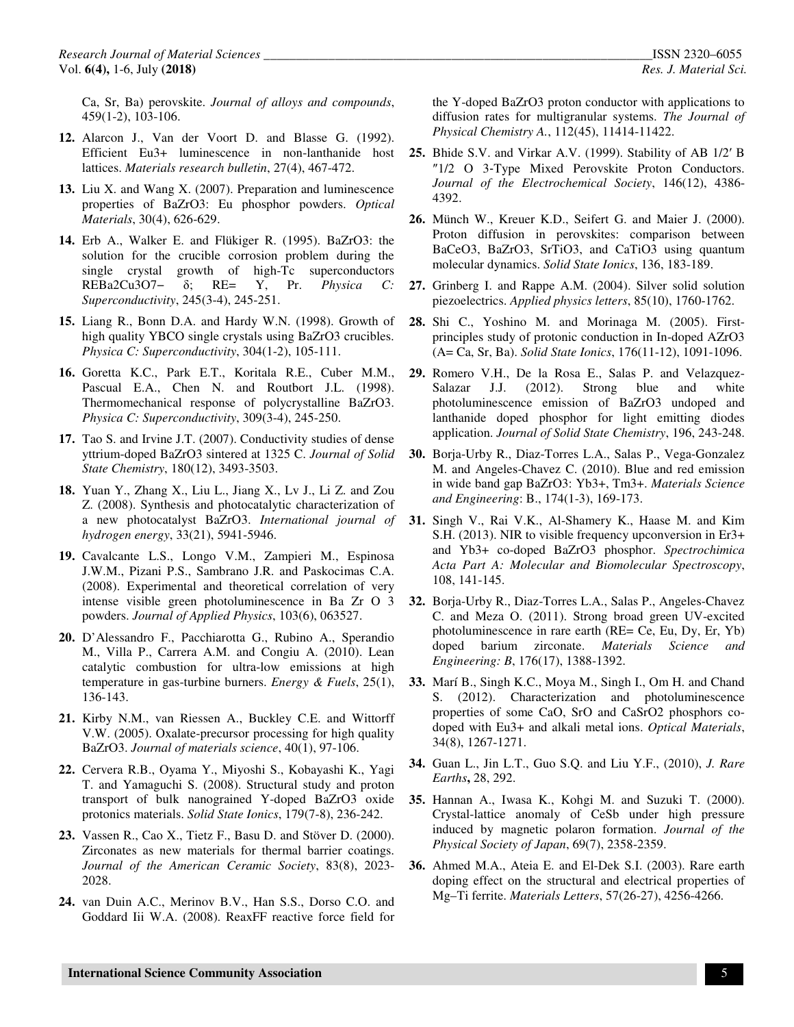Ca, Sr, Ba) perovskite. *Journal of alloys and compounds*, 459(1-2), 103-106.

12. Alarcon J., Van der Voort D. and Blasse G. (1992). Efficient $Eu^{3+}$ luminescence in non-lanthanide host lattices. *Materials research bulletin*, 27(4), 467-472.

13. Liu X. and Wang X. (2007). Preparation and luminescence properties of $BaZrO_3$: Eu phosphor powders. *Optical Materials*, 30(4), 626-629.

14. Erb A., Walker E. and Flükiger R. (1995). $BaZrO_3$: the solution for the crucible corrosion problem during the single crystal growth of high-Tc superconductors $REBa_2Cu_3O_{7-\delta}$; RE= Y, Pr. *Physica C: Superconductivity*, 245(3-4), 245-251.

15. Liang R., Bonn D.A. and Hardy W.N. (1998). Growth of high quality YBCO single crystals using $BaZrO_3$ crucibles. *Physica C: Superconductivity*, 304(1-2), 105-111.

16. Goretta K.C., Park E.T., Koritala R.E., Cuber M.M., Pascual E.A., Chen N. and Routbort J.L. (1998). Thermomechanical response of polycrystalline $BaZrO_3$. *Physica C: Superconductivity*, 309(3-4), 245-250.

17. Tao S. and Irvine J.T. (2007). Conductivity studies of dense yttrium-doped $BaZrO_3$ sintered at 1325 C. *Journal of Solid State Chemistry*, 180(12), 3493-3503.

18. Yuan Y., Zhang X., Liu L., Jiang X., Lv J., Li Z. and Zou Z. (2008). Synthesis and photocatalytic characterization of a new photocatalyst $BaZrO_3$. *International journal of hydrogen energy*, 33(21), 5941-5946.

19. Cavalcante L.S., Longo V.M., Zampieri M., Espinosa J.W.M., Pizani P.S., Sambrano J.R. and Paskocimas C.A. (2008). Experimental and theoretical correlation of very intense visible green photoluminescence in Ba Zr O 3 powders. *Journal of Applied Physics*, 103(6), 063527.

20. D'Alessandro F., Pacchiarotta G., Rubino A., Sperandio M., Villa P., Carrera A.M. and Congiu A. (2010). Lean catalytic combustion for ultra-low emissions at high temperature in gas-turbine burners. *Energy & Fuels*, 25(1), 136-143.

21. Kirby N.M., van Riessen A., Buckley C.E. and Wittorff V.W. (2005). Oxalate-precursor processing for high quality $BaZrO_3$. *Journal of materials science*, 40(1), 97-106.

22. Cervera R.B., Oyama Y., Miyoshi S., Kobayashi K., Yagi T. and Yamaguchi S. (2008). Structural study and proton transport of bulk nanograined Y-doped $BaZrO_3$ oxide protonics materials. *Solid State Ionics*, 179(7-8), 236-242.

23. Vassen R., Cao X., Tietz F., Basu D. and Stöver D. (2000). Zirconates as new materials for thermal barrier coatings. *Journal of the American Ceramic Society*, 83(8), 2023-2028.

24. van Duin A.C., Merinov B.V., Han S.S., Dorso C.O. and Goddard Iii W.A. (2008). ReaxFF reactive force field for the Y-doped $BaZrO_3$ proton conductor with applications to diffusion rates for multigranular systems. *The Journal of Physical Chemistry A.*, 112(45), 11414-11422.

25. Bhide S.V. and Virkar A.V. (1999). Stability of AB 1/2′ B ″1/2 O 3-Type Mixed Perovskite Proton Conductors. *Journal of the Electrochemical Society*, 146(12), 4386-4392.

26. Münch W., Kreuer K.D., Seifert G. and Maier J. (2000). Proton diffusion in perovskites: comparison between $BaCeO_3$, $BaZrO_3$, $SrTiO_3$, and $CaTiO_3$ using quantum molecular dynamics. *Solid State Ionics*, 136, 183-189.

27. Grinberg I. and Rappe A.M. (2004). Silver solid solution piezoelectrics. *Applied physics letters*, 85(10), 1760-1762.

28. Shi C., Yoshino M. and Morinaga M. (2005). First-principles study of protonic conduction in In-doped $AZrO_3$ (A= Ca, Sr, Ba). *Solid State Ionics*, 176(11-12), 1091-1096.

29. Romero V.H., De la Rosa E., Salas P. and Velazquez-Salazar J.J. (2012). Strong blue and white photoluminescence emission of $BaZrO_3$ undoped and lanthanide doped phosphor for light emitting diodes application. *Journal of Solid State Chemistry*, 196, 243-248.

30. Borja-Urby R., Diaz-Torres L.A., Salas P., Vega-Gonzalez M. and Angeles-Chavez C. (2010). Blue and red emission in wide band gap $BaZrO_3$: $Yb^{3+}$, $Tm^{3+}$. *Materials Science and Engineering*: B., 174(1-3), 169-173.

31. Singh V., Rai V.K., Al-Shamery K., Haase M. and Kim S.H. (2013). NIR to visible frequency upconversion in $Er^{3+}$ and $Yb^{3+}$ co-doped $BaZrO_3$ phosphor. *Spectrochimica Acta Part A: Molecular and Biomolecular Spectroscopy*, 108, 141-145.

32. Borja-Urby R., Diaz-Torres L.A., Salas P., Angeles-Chavez C. and Meza O. (2011). Strong broad green UV-excited photoluminescence in rare earth (RE= Ce, Eu, Dy, Er, Yb) doped barium zirconate. *Materials Science and Engineering: B*, 176(17), 1388-1392.

33. Marí B., Singh K.C., Moya M., Singh I., Om H. and Chand S. (2012). Characterization and photoluminescence properties of some CaO, SrO and $CaSrO_2$ phosphors co-doped with $Eu^{3+}$ and alkali metal ions. *Optical Materials*, 34(8), 1267-1271.

34. Guan L., Jin L.T., Guo S.Q. and Liu Y.F., (2010), *J. Rare Earths***,** 28, 292.

35. Hannan A., Iwasa K., Kohgi M. and Suzuki T. (2000). Crystal-lattice anomaly of CeSb under high pressure induced by magnetic polaron formation. *Journal of the Physical Society of Japan*, 69(7), 2358-2359.

36. Ahmed M.A., Ateia E. and El-Dek S.I. (2003). Rare earth doping effect on the structural and electrical properties of Mg–Ti ferrite. *Materials Letters*, 57(26-27), 4256-4266.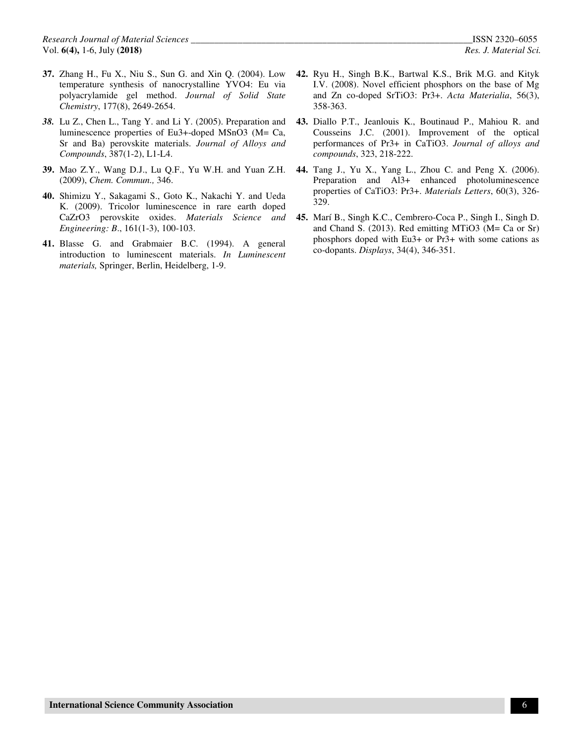37. Zhang H., Fu X., Niu S., Sun G. and Xin Q. (2004). Low temperature synthesis of nanocrystalline $YVO_4$: Eu via polyacrylamide gel method. *Journal of Solid State Chemistry*, 177(8), 2649-2654.

38. Lu Z., Chen L., Tang Y. and Li Y. (2005). Preparation and luminescence properties of $Eu^{3+}$-doped $MSnO_3$ (M= Ca, Sr and Ba) perovskite materials. *Journal of Alloys and Compounds*, 387(1-2), L1-L4.

39. Mao Z.Y., Wang D.J., Lu Q.F., Yu W.H. and Yuan Z.H. (2009), *Chem. Commun.,* 346.

40. Shimizu Y., Sakagami S., Goto K., Nakachi Y. and Ueda K. (2009). Tricolor luminescence in rare earth doped $CaZrO_3$ perovskite oxides. *Materials Science and Engineering: B*., 161(1-3), 100-103.

41. Blasse G. and Grabmaier B.C. (1994). A general introduction to luminescent materials. *In Luminescent materials,* Springer, Berlin, Heidelberg, 1-9.

42. Ryu H., Singh B.K., Bartwal K.S., Brik M.G. and Kityk I.V. (2008). Novel efficient phosphors on the base of Mg and Zn co-doped $SrTiO_3$: $Pr^{3+}$. *Acta Materialia*, 56(3), 358-363.

43. Diallo P.T., Jeanlouis K., Boutinaud P., Mahiou R. and Cousseins J.C. (2001). Improvement of the optical performances of $Pr^{3+}$ in $CaTiO_3$. *Journal of alloys and compounds*, 323, 218-222.

44. Tang J., Yu X., Yang L., Zhou C. and Peng X. (2006). Preparation and $Al^{3+}$ enhanced photoluminescence properties of $CaTiO_3$: $Pr^{3+}$. *Materials Letters*, 60(3), 326-329.

45. Marí B., Singh K.C., Cembrero-Coca P., Singh I., Singh D. and Chand S. (2013). Red emitting $MTiO_3$ (M= Ca or Sr) phosphors doped with $Eu^{3+}$ or $Pr^{3+}$ with some cations as co-dopants. *Displays*, 34(4), 346-351.